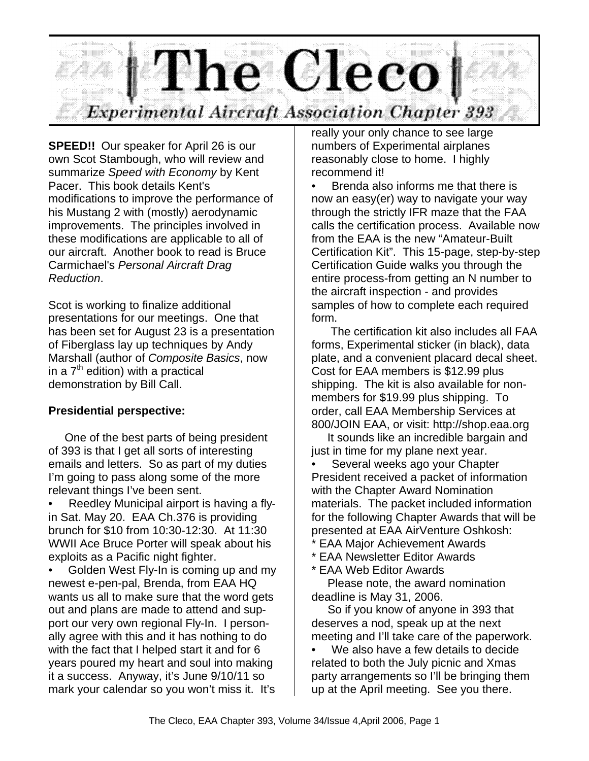# The Cleco

## Experimental Aircraft Association Chapter 393

**SPEED!!** Our speaker for April 26 is our own Scot Stambough, who will review and summarize *Speed with Economy* by Kent Pacer. This book details Kent's modifications to improve the performance of his Mustang 2 with (mostly) aerodynamic improvements. The principles involved in these modifications are applicable to all of our aircraft. Another book to read is Bruce Carmichael's *Personal Aircraft Drag Reduction*.

Scot is working to finalize additional presentations for our meetings. One that has been set for August 23 is a presentation of Fiberglass lay up techniques by Andy Marshall (author of *Composite Basics*, now in a 7th edition) with a practical demonstration by Bill Call.

**Presidential perspective:**

One of the best parts of being president of 393 is that I get all sorts of interesting emails and letters. So as part of my duties I'm going to pass along some of the more relevant things I've been sent.

- Reedley Municipal airport is having a fly-in Sat. May 20. EAA Ch.376 is providing brunch for $10 from 10:30-12:30. At 11:30 WWII Ace Bruce Porter will speak about his exploits as a Pacific night fighter.
- Golden West Fly-In is coming up and my newest e-pen-pal, Brenda, from EAA HQ wants us all to make sure that the word gets out and plans are made to attend and support our very own regional Fly-In. I personally agree with this and it has nothing to do with the fact that I helped start it and for 6 years poured my heart and soul into making it a success. Anyway, it's June 9/10/11 so mark your calendar so you won't miss it. It's really your only chance to see large numbers of Experimental airplanes reasonably close to home. I highly recommend it!
- Brenda also informs me that there is now an easy(er) way to navigate your way through the strictly IFR maze that the FAA calls the certification process. Available now from the EAA is the new "Amateur-Built Certification Kit". This 15-page, step-by-step Certification Guide walks you through the entire process-from getting an N number to the aircraft inspection - and provides samples of how to complete each required form.

  The certification kit also includes all FAA forms, Experimental sticker (in black), data plate, and a convenient placard decal sheet. Cost for EAA members is $12.99 plus shipping. The kit is also available for non-members for $19.99 plus shipping. To order, call EAA Membership Services at 800/JOIN EAA, or visit: http://shop.eaa.org

  It sounds like an incredible bargain and just in time for my plane next year.
- Several weeks ago your Chapter President received a packet of information with the Chapter Award Nomination materials. The packet included information for the following Chapter Awards that will be presented at EAA AirVenture Oshkosh:

  \* EAA Major Achievement Awards
  \* EAA Newsletter Editor Awards
  \* EAA Web Editor Awards

  Please note, the award nomination deadline is May 31, 2006.

  So if you know of anyone in 393 that deserves a nod, speak up at the next meeting and I'll take care of the paperwork.
- We also have a few details to decide related to both the July picnic and Xmas party arrangements so I'll be bringing them up at the April meeting. See you there.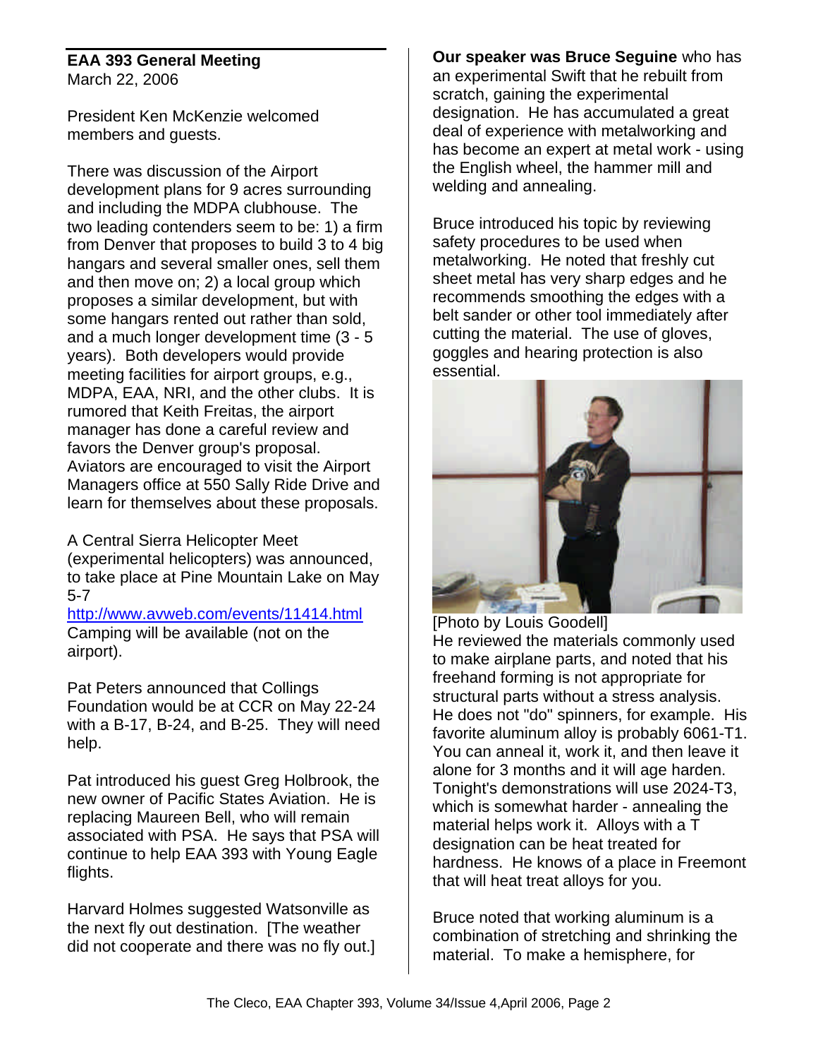## EAA 393 General Meeting

March 22, 2006

President Ken McKenzie welcomed members and guests.

There was discussion of the Airport development plans for 9 acres surrounding and including the MDPA clubhouse. The two leading contenders seem to be: 1) a firm from Denver that proposes to build 3 to 4 big hangars and several smaller ones, sell them and then move on; 2) a local group which proposes a similar development, but with some hangars rented out rather than sold, and a much longer development time (3 - 5 years). Both developers would provide meeting facilities for airport groups, e.g., MDPA, EAA, NRI, and the other clubs. It is rumored that Keith Freitas, the airport manager has done a careful review and favors the Denver group's proposal. Aviators are encouraged to visit the Airport Managers office at 550 Sally Ride Drive and learn for themselves about these proposals.

A Central Sierra Helicopter Meet (experimental helicopters) was announced, to take place at Pine Mountain Lake on May 5-7
http://www.avweb.com/events/11414.html
Camping will be available (not on the airport).

Pat Peters announced that Collings Foundation would be at CCR on May 22-24 with a B-17, B-24, and B-25. They will need help.

Pat introduced his guest Greg Holbrook, the new owner of Pacific States Aviation. He is replacing Maureen Bell, who will remain associated with PSA. He says that PSA will continue to help EAA 393 with Young Eagle flights.

Harvard Holmes suggested Watsonville as the next fly out destination. [The weather did not cooperate and there was no fly out.]

**Our speaker was Bruce Seguine** who has an experimental Swift that he rebuilt from scratch, gaining the experimental designation. He has accumulated a great deal of experience with metalworking and has become an expert at metal work - using the English wheel, the hammer mill and welding and annealing.

Bruce introduced his topic by reviewing safety procedures to be used when metalworking. He noted that freshly cut sheet metal has very sharp edges and he recommends smoothing the edges with a belt sander or other tool immediately after cutting the material. The use of gloves, goggles and hearing protection is also essential.

[Photo by Louis Goodell]

He reviewed the materials commonly used to make airplane parts, and noted that his freehand forming is not appropriate for structural parts without a stress analysis. He does not "do" spinners, for example. His favorite aluminum alloy is probably 6061-T1. You can anneal it, work it, and then leave it alone for 3 months and it will age harden. Tonight's demonstrations will use 2024-T3, which is somewhat harder - annealing the material helps work it. Alloys with a T designation can be heat treated for hardness. He knows of a place in Freemont that will heat treat alloys for you.

Bruce noted that working aluminum is a combination of stretching and shrinking the material. To make a hemisphere, for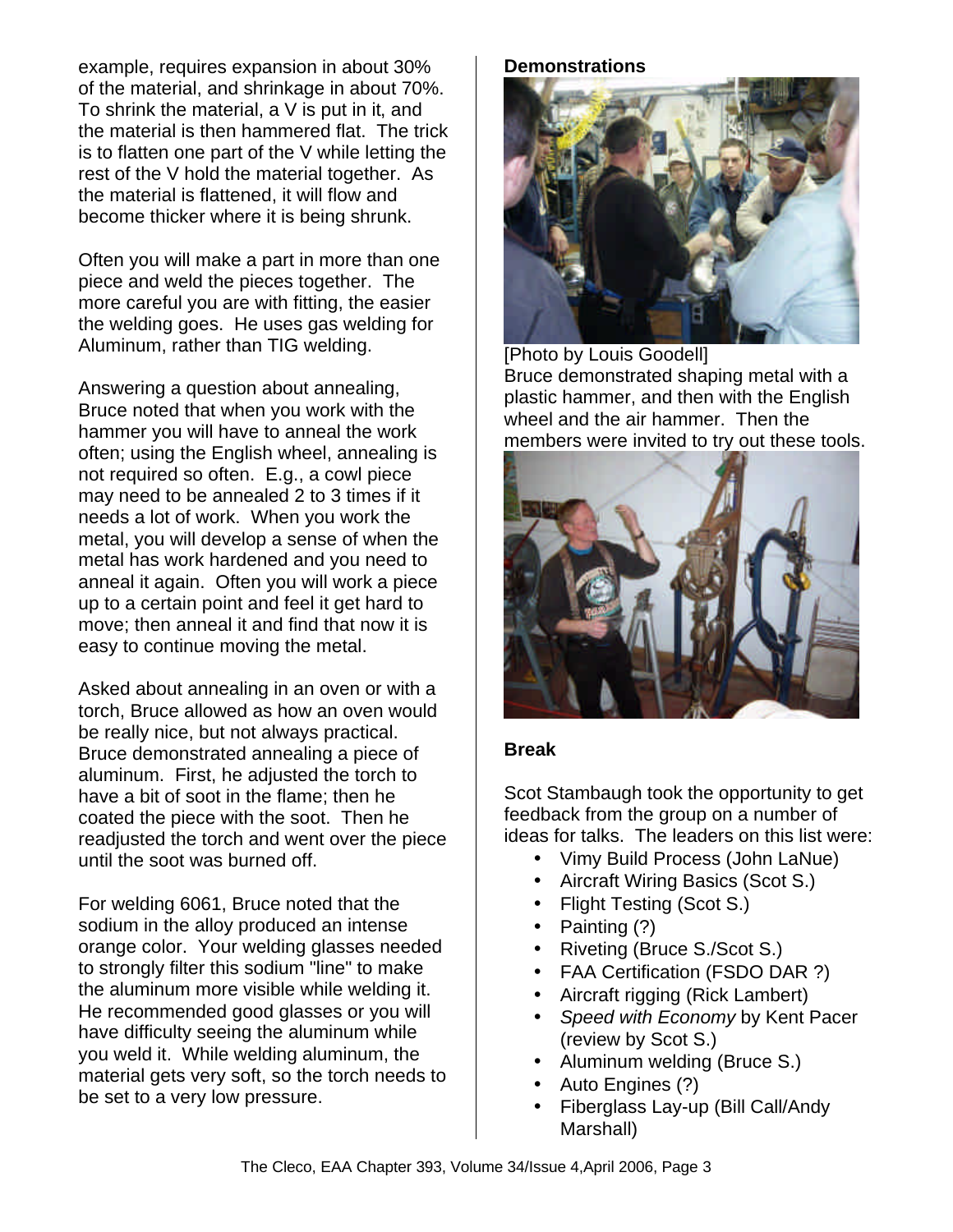example, requires expansion in about 30% of the material, and shrinkage in about 70%. To shrink the material, a V is put in it, and the material is then hammered flat. The trick is to flatten one part of the V while letting the rest of the V hold the material together. As the material is flattened, it will flow and become thicker where it is being shrunk.

Often you will make a part in more than one piece and weld the pieces together. The more careful you are with fitting, the easier the welding goes. He uses gas welding for Aluminum, rather than TIG welding.

Answering a question about annealing, Bruce noted that when you work with the hammer you will have to anneal the work often; using the English wheel, annealing is not required so often. E.g., a cowl piece may need to be annealed 2 to 3 times if it needs a lot of work. When you work the metal, you will develop a sense of when the metal has work hardened and you need to anneal it again. Often you will work a piece up to a certain point and feel it get hard to move; then anneal it and find that now it is easy to continue moving the metal.

Asked about annealing in an oven or with a torch, Bruce allowed as how an oven would be really nice, but not always practical. Bruce demonstrated annealing a piece of aluminum. First, he adjusted the torch to have a bit of soot in the flame; then he coated the piece with the soot. Then he readjusted the torch and went over the piece until the soot was burned off.

For welding 6061, Bruce noted that the sodium in the alloy produced an intense orange color. Your welding glasses needed to strongly filter this sodium "line" to make the aluminum more visible while welding it. He recommended good glasses or you will have difficulty seeing the aluminum while you weld it. While welding aluminum, the material gets very soft, so the torch needs to be set to a very low pressure.

**Demonstrations**

[Photo by Louis Goodell]

Bruce demonstrated shaping metal with a plastic hammer, and then with the English wheel and the air hammer. Then the members were invited to try out these tools.

**Break**

Scot Stambaugh took the opportunity to get feedback from the group on a number of ideas for talks. The leaders on this list were:

- Vimy Build Process (John LaNue)
- Aircraft Wiring Basics (Scot S.)
- Flight Testing (Scot S.)
- Painting (?)
- Riveting (Bruce S./Scot S.)
- FAA Certification (FSDO DAR ?)
- Aircraft rigging (Rick Lambert)
- *Speed with Economy* by Kent Pacer (review by Scot S.)
- Aluminum welding (Bruce S.)
- Auto Engines (?)
- Fiberglass Lay-up (Bill Call/Andy Marshall)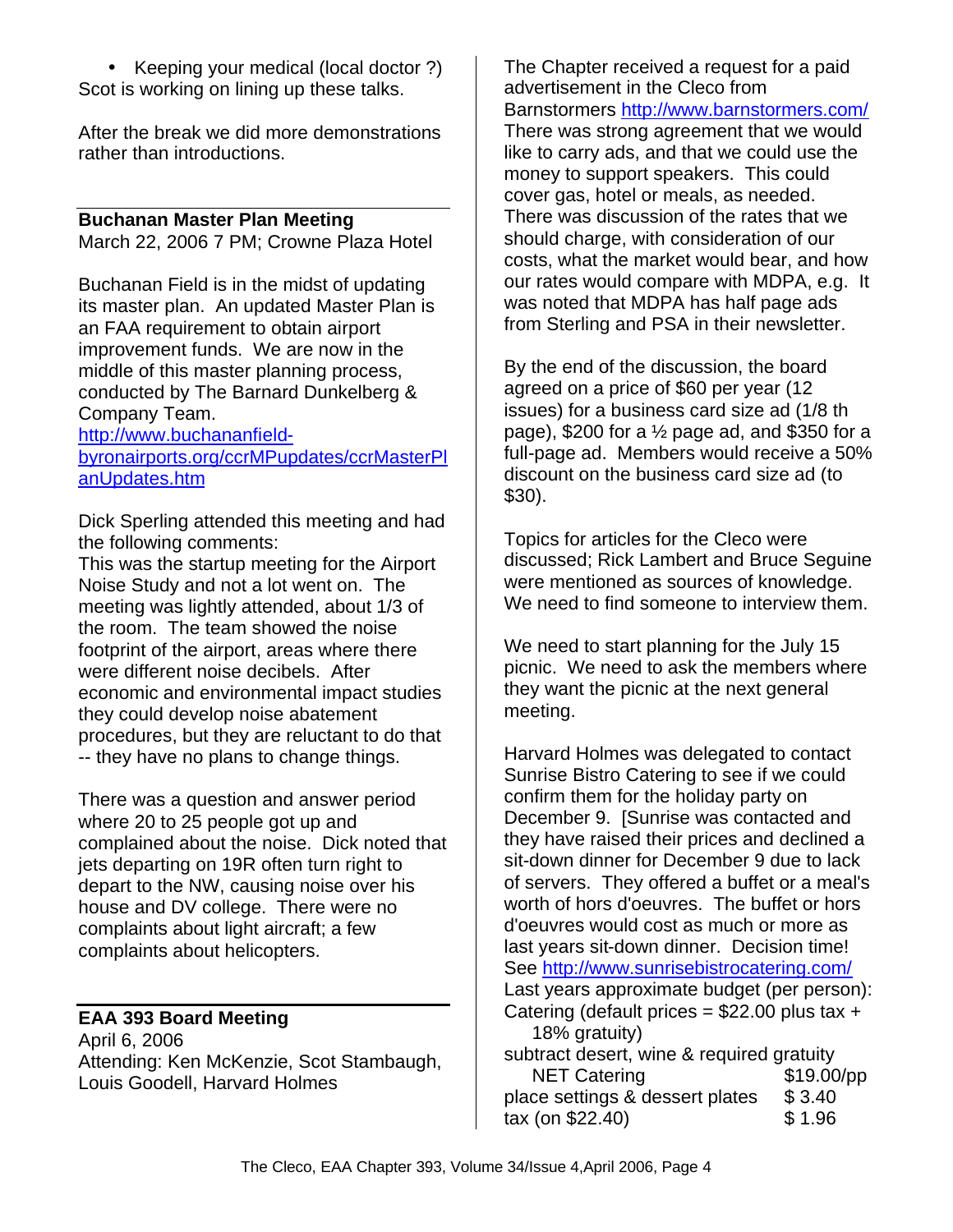- Keeping your medical (local doctor ?)

Scot is working on lining up these talks.

After the break we did more demonstrations rather than introductions.

## Buchanan Master Plan Meeting

March 22, 2006 7 PM; Crowne Plaza Hotel

Buchanan Field is in the midst of updating its master plan. An updated Master Plan is an FAA requirement to obtain airport improvement funds. We are now in the middle of this master planning process, conducted by The Barnard Dunkelberg & Company Team.
http://www.buchananfield-byronairports.org/ccrMPupdates/ccrMasterPlanUpdates.htm

Dick Sperling attended this meeting and had the following comments:
This was the startup meeting for the Airport Noise Study and not a lot went on. The meeting was lightly attended, about 1/3 of the room. The team showed the noise footprint of the airport, areas where there were different noise decibels. After economic and environmental impact studies they could develop noise abatement procedures, but they are reluctant to do that -- they have no plans to change things.

There was a question and answer period where 20 to 25 people got up and complained about the noise. Dick noted that jets departing on 19R often turn right to depart to the NW, causing noise over his house and DV college. There were no complaints about light aircraft; a few complaints about helicopters.

## EAA 393 Board Meeting

April 6, 2006
Attending: Ken McKenzie, Scot Stambaugh, Louis Goodell, Harvard Holmes

The Chapter received a request for a paid advertisement in the Cleco from Barnstormers http://www.barnstormers.com/ There was strong agreement that we would like to carry ads, and that we could use the money to support speakers. This could cover gas, hotel or meals, as needed. There was discussion of the rates that we should charge, with consideration of our costs, what the market would bear, and how our rates would compare with MDPA, e.g. It was noted that MDPA has half page ads from Sterling and PSA in their newsletter.

By the end of the discussion, the board agreed on a price of $60 per year (12 issues) for a business card size ad (1/8 th page), $200 for a ½ page ad, and $350 for a full-page ad. Members would receive a 50% discount on the business card size ad (to $30).

Topics for articles for the Cleco were discussed; Rick Lambert and Bruce Seguine were mentioned as sources of knowledge. We need to find someone to interview them.

We need to start planning for the July 15 picnic. We need to ask the members where they want the picnic at the next general meeting.

Harvard Holmes was delegated to contact Sunrise Bistro Catering to see if we could confirm them for the holiday party on December 9. [Sunrise was contacted and they have raised their prices and declined a sit-down dinner for December 9 due to lack of servers. They offered a buffet or a meal's worth of hors d'oeuvres. The buffet or hors d'oeuvres would cost as much or more as last years sit-down dinner. Decision time! See http://www.sunrisebistrocatering.com/
Last years approximate budget (per person):
Catering (default prices = $22.00 plus tax + 18% gratuity)
subtract desert, wine & required gratuity

| | |
|---|---|
| NET Catering | $19.00/pp |
| place settings & dessert plates | $ 3.40 |
| tax (on $22.40) | $ 1.96 |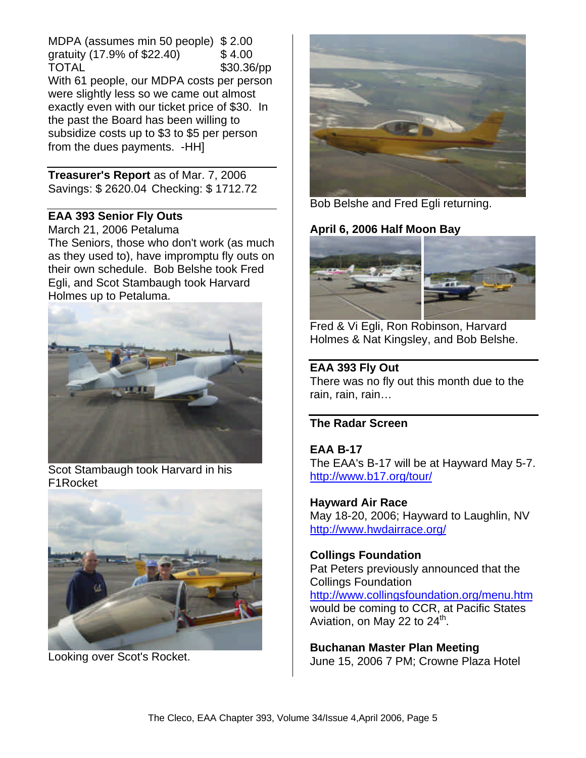MDPA (assumes min 50 people) $ 2.00
gratuity (17.9% of $22.40) $ 4.00
TOTAL $30.36/pp

With 61 people, our MDPA costs per person were slightly less so we came out almost exactly even with our ticket price of $30. In the past the Board has been willing to subsidize costs up to $3 to $5 per person from the dues payments. -HH]

**Treasurer's Report** as of Mar. 7, 2006
Savings: $ 2620.04 Checking: $ 1712.72

**EAA 393 Senior Fly Outs**

March 21, 2006 Petaluma

The Seniors, those who don't work (as much as they used to), have impromptu fly outs on their own schedule. Bob Belshe took Fred Egli, and Scot Stambaugh took Harvard Holmes up to Petaluma.

Scot Stambaugh took Harvard in his F1Rocket

Looking over Scot's Rocket.

Bob Belshe and Fred Egli returning.

**April 6, 2006 Half Moon Bay**

Fred & Vi Egli, Ron Robinson, Harvard Holmes & Nat Kingsley, and Bob Belshe.

**EAA 393 Fly Out**

There was no fly out this month due to the rain, rain, rain…

**The Radar Screen**

**EAA B-17**

The EAA's B-17 will be at Hayward May 5-7.
http://www.b17.org/tour/

**Hayward Air Race**

May 18-20, 2006; Hayward to Laughlin, NV
http://www.hwdairrace.org/

**Collings Foundation**

Pat Peters previously announced that the Collings Foundation http://www.collingsfoundation.org/menu.htm would be coming to CCR, at Pacific States Aviation, on May 22 to 24th.

**Buchanan Master Plan Meeting**

June 15, 2006 7 PM; Crowne Plaza Hotel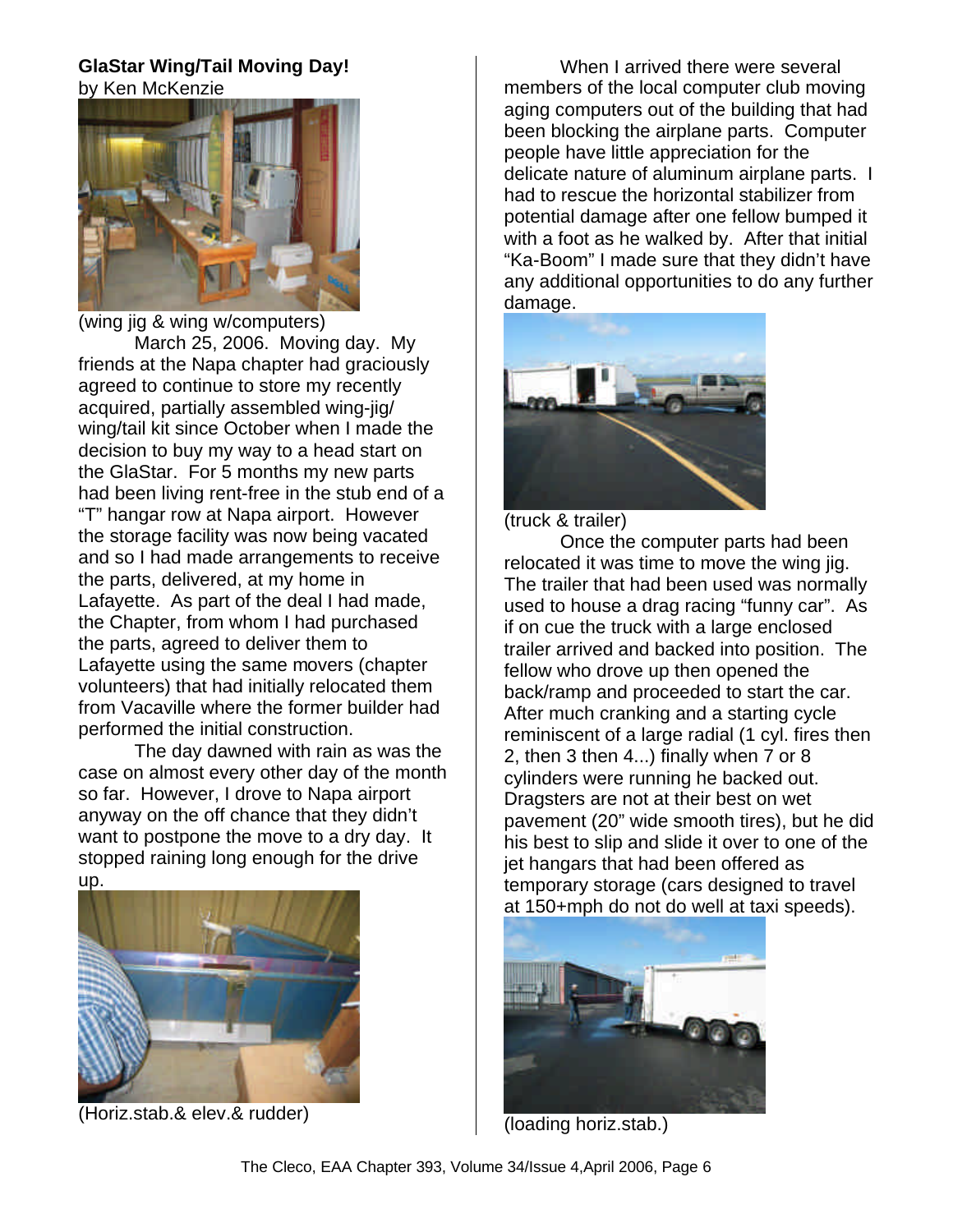## GlaStar Wing/Tail Moving Day!

by Ken McKenzie

(wing jig & wing w/computers)

March 25, 2006. Moving day. My friends at the Napa chapter had graciously agreed to continue to store my recently acquired, partially assembled wing-jig/wing/tail kit since October when I made the decision to buy my way to a head start on the GlaStar. For 5 months my new parts had been living rent-free in the stub end of a "T" hangar row at Napa airport. However the storage facility was now being vacated and so I had made arrangements to receive the parts, delivered, at my home in Lafayette. As part of the deal I had made, the Chapter, from whom I had purchased the parts, agreed to deliver them to Lafayette using the same movers (chapter volunteers) that had initially relocated them from Vacaville where the former builder had performed the initial construction.

The day dawned with rain as was the case on almost every other day of the month so far. However, I drove to Napa airport anyway on the off chance that they didn't want to postpone the move to a dry day. It stopped raining long enough for the drive up.

(Horiz.stab.& elev.& rudder)

When I arrived there were several members of the local computer club moving aging computers out of the building that had been blocking the airplane parts. Computer people have little appreciation for the delicate nature of aluminum airplane parts. I had to rescue the horizontal stabilizer from potential damage after one fellow bumped it with a foot as he walked by. After that initial "Ka-Boom" I made sure that they didn't have any additional opportunities to do any further damage.

(truck & trailer)

Once the computer parts had been relocated it was time to move the wing jig. The trailer that had been used was normally used to house a drag racing "funny car". As if on cue the truck with a large enclosed trailer arrived and backed into position. The fellow who drove up then opened the back/ramp and proceeded to start the car. After much cranking and a starting cycle reminiscent of a large radial (1 cyl. fires then 2, then 3 then 4...) finally when 7 or 8 cylinders were running he backed out. Dragsters are not at their best on wet pavement (20" wide smooth tires), but he did his best to slip and slide it over to one of the jet hangars that had been offered as temporary storage (cars designed to travel at 150+mph do not do well at taxi speeds).

(loading horiz.stab.)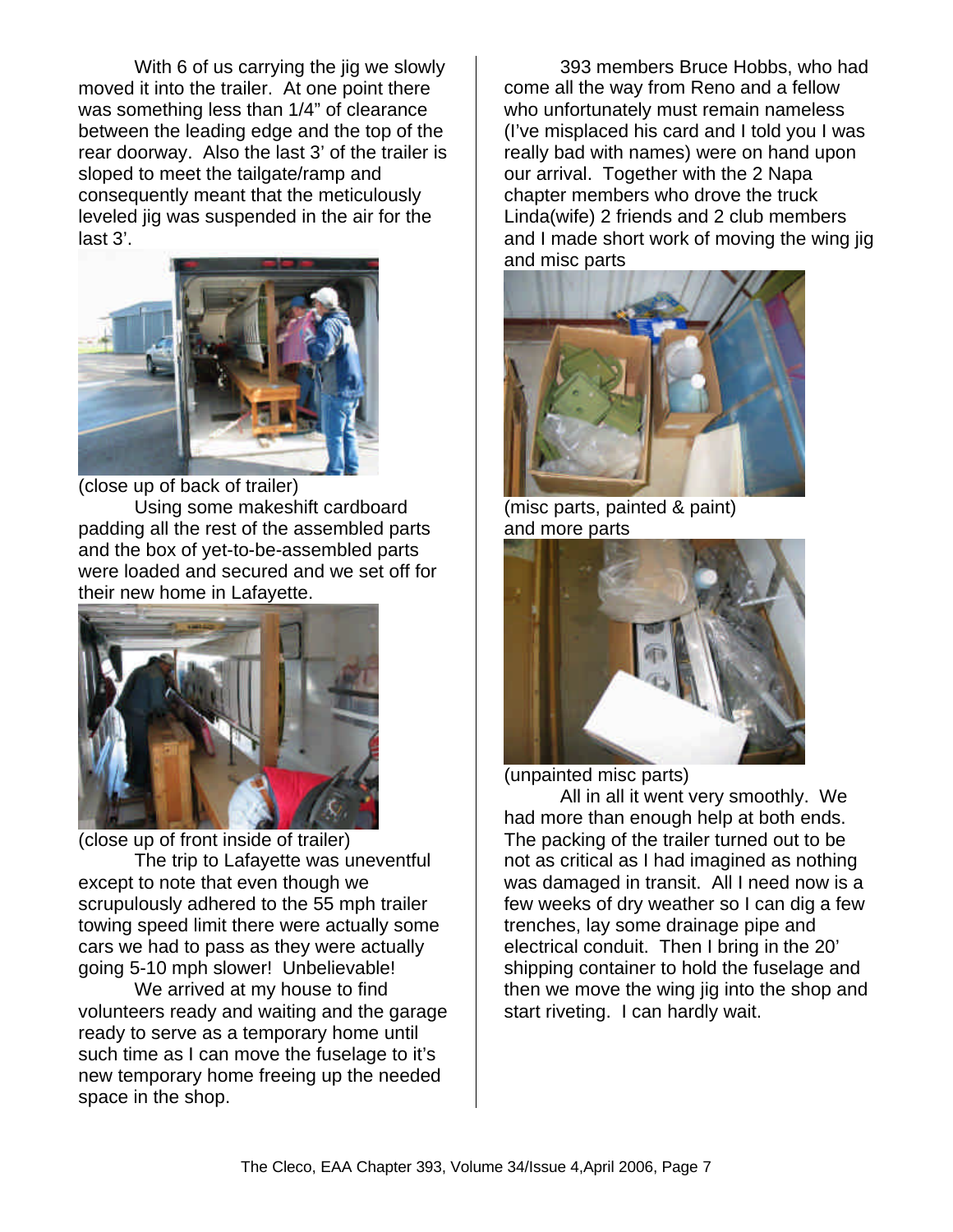With 6 of us carrying the jig we slowly moved it into the trailer. At one point there was something less than 1/4" of clearance between the leading edge and the top of the rear doorway. Also the last 3' of the trailer is sloped to meet the tailgate/ramp and consequently meant that the meticulously leveled jig was suspended in the air for the last 3'.

(close up of back of trailer)

Using some makeshift cardboard padding all the rest of the assembled parts and the box of yet-to-be-assembled parts were loaded and secured and we set off for their new home in Lafayette.

(close up of front inside of trailer)

The trip to Lafayette was uneventful except to note that even though we scrupulously adhered to the 55 mph trailer towing speed limit there were actually some cars we had to pass as they were actually going 5-10 mph slower! Unbelievable!

We arrived at my house to find volunteers ready and waiting and the garage ready to serve as a temporary home until such time as I can move the fuselage to it's new temporary home freeing up the needed space in the shop.

393 members Bruce Hobbs, who had come all the way from Reno and a fellow who unfortunately must remain nameless (I've misplaced his card and I told you I was really bad with names) were on hand upon our arrival. Together with the 2 Napa chapter members who drove the truck Linda(wife) 2 friends and 2 club members and I made short work of moving the wing jig and misc parts

(misc parts, painted & paint)

and more parts

(unpainted misc parts)

All in all it went very smoothly. We had more than enough help at both ends. The packing of the trailer turned out to be not as critical as I had imagined as nothing was damaged in transit. All I need now is a few weeks of dry weather so I can dig a few trenches, lay some drainage pipe and electrical conduit. Then I bring in the 20' shipping container to hold the fuselage and then we move the wing jig into the shop and start riveting. I can hardly wait.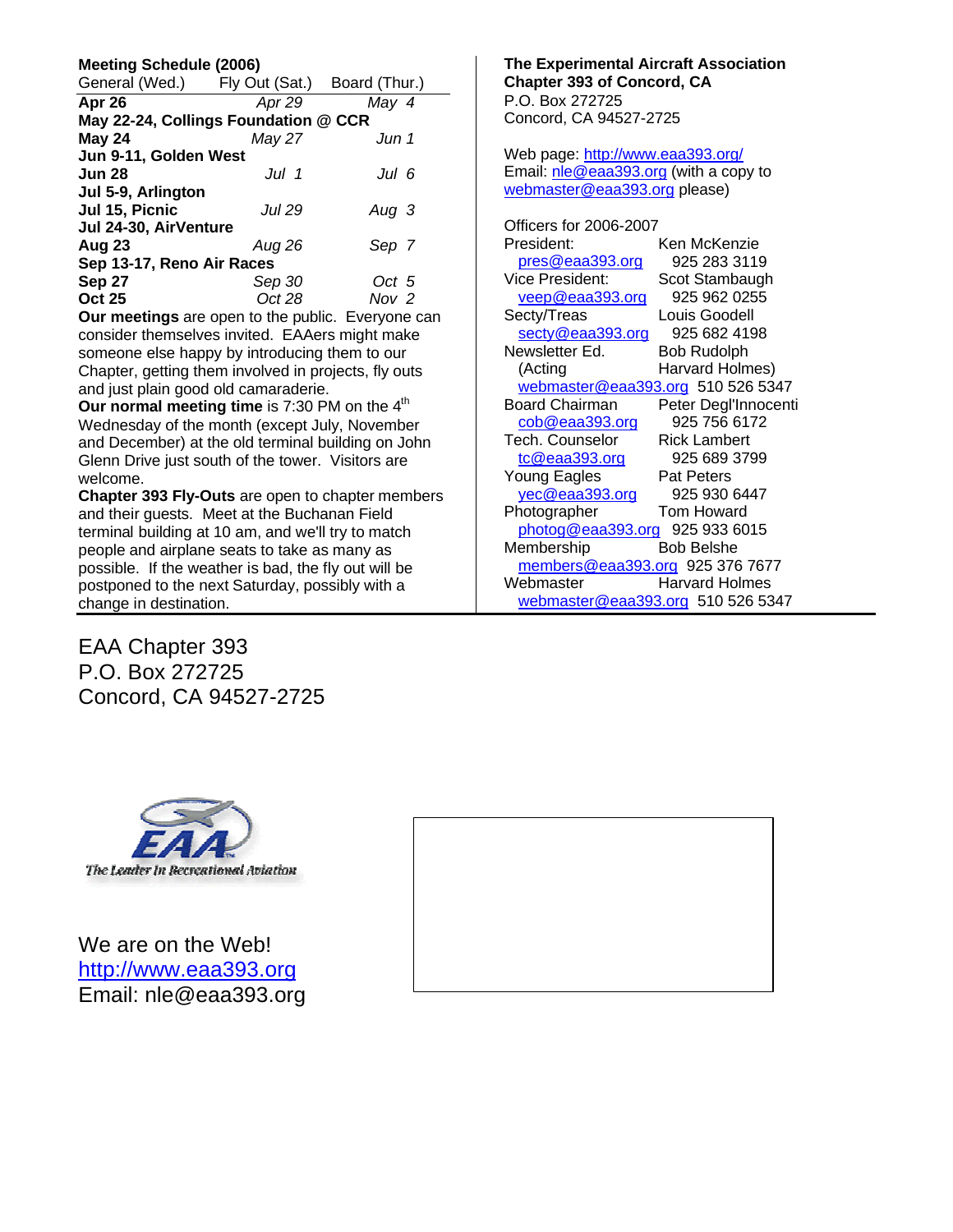**Meeting Schedule (2006)**

| General (Wed.) | Fly Out (Sat.) | Board (Thur.) |
|---|---|---|
| **Apr 26** | *Apr 29* | *May 4* |
| **May 22-24, Collings Foundation @ CCR** | | |
| **May 24** | *May 27* | *Jun 1* |
| **Jun 9-11, Golden West** | | |
| **Jun 28** | *Jul 1* | *Jul 6* |
| **Jul 5-9, Arlington** | | |
| **Jul 15, Picnic** | *Jul 29* | *Aug 3* |
| **Jul 24-30, AirVenture** | | |
| **Aug 23** | *Aug 26* | *Sep 7* |
| **Sep 13-17, Reno Air Races** | | |
| **Sep 27** | *Sep 30* | *Oct 5* |
| **Oct 25** | *Oct 28* | *Nov 2* |

**Our meetings** are open to the public. Everyone can consider themselves invited. EAAers might make someone else happy by introducing them to our Chapter, getting them involved in projects, fly outs and just plain good old camaraderie.

**Our normal meeting time** is 7:30 PM on the 4th Wednesday of the month (except July, November and December) at the old terminal building on John Glenn Drive just south of the tower. Visitors are welcome.

**Chapter 393 Fly-Outs** are open to chapter members and their guests. Meet at the Buchanan Field terminal building at 10 am, and we'll try to match people and airplane seats to take as many as possible. If the weather is bad, the fly out will be postponed to the next Saturday, possibly with a change in destination.

**The Experimental Aircraft Association**
**Chapter 393 of Concord, CA**
P.O. Box 272725
Concord, CA 94527-2725

Web page: http://www.eaa393.org/
Email: nle@eaa393.org (with a copy to webmaster@eaa393.org please)

Officers for 2006-2007

| | | |
|---|---|---|
| President: | Ken McKenzie | |
| pres@eaa393.org | 925 283 3119 | |
| Vice President: | Scot Stambaugh | |
| veep@eaa393.org | 925 962 0255 | |
| Secty/Treas | Louis Goodell | |
| secty@eaa393.org | 925 682 4198 | |
| Newsletter Ed. | Bob Rudolph | |
| (Acting | Harvard Holmes) | |
| webmaster@eaa393.org | 510 526 5347 | |
| Board Chairman | Peter Degl'Innocenti | |
| cob@eaa393.org | 925 756 6172 | |
| Tech. Counselor | Rick Lambert | |
| tc@eaa393.org | 925 689 3799 | |
| Young Eagles | Pat Peters | |
| yec@eaa393.org | 925 930 6447 | |
| Photographer | Tom Howard | |
| photog@eaa393.org | 925 933 6015 | |
| Membership | Bob Belshe | |
| members@eaa393.org | 925 376 7677 | |
| Webmaster | Harvard Holmes | |
| webmaster@eaa393.org | 510 526 5347 | |

EAA Chapter 393
P.O. Box 272725
Concord, CA 94527-2725

EAA
The Leader In Recreational Aviation

We are on the Web!
http://www.eaa393.org
Email: nle@eaa393.org